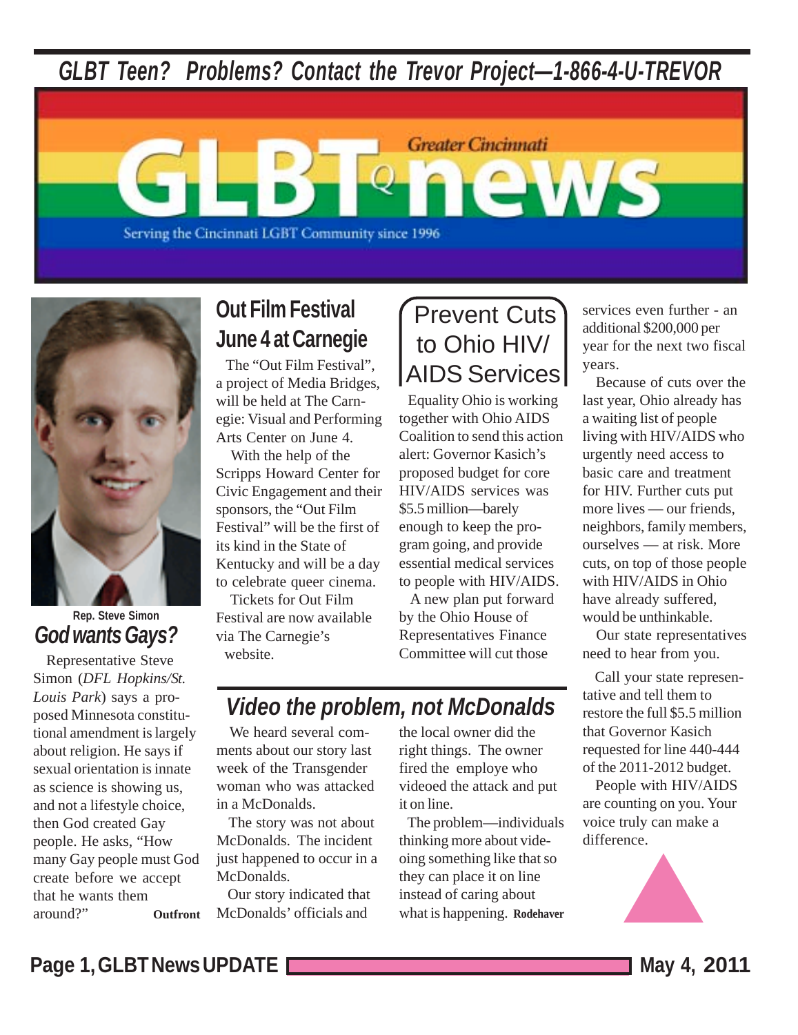*GLBT Teen? Problems? Contact the Trevor Project—1-866-4-U-TREVOR*

# Greater Cincinnati GLBTQ news

Serving the Cincinnati LGBT Community since 1996

Rep. Steve Simon

## God wants Gays?

Representative Steve Simon (*DFL Hopkins/St. Louis Park*) says a proposed Minnesota constitutional amendment is largely about religion. He says if sexual orientation is innate as science is showing us, and not a lifestyle choice, then God created Gay people. He asks, "How many Gay people must God create before we accept that he wants them around?" **Outfront**

## Out Film Festival June 4 at Carnegie

The "Out Film Festival", a project of Media Bridges, will be held at The Carnegie: Visual and Performing Arts Center on June 4.

With the help of the Scripps Howard Center for Civic Engagement and their sponsors, the "Out Film Festival" will be the first of its kind in the State of Kentucky and will be a day to celebrate queer cinema.

Tickets for Out Film Festival are now available via The Carnegie's website.

## Prevent Cuts to Ohio HIV/ AIDS Services

Equality Ohio is working together with Ohio AIDS Coalition to send this action alert: Governor Kasich's proposed budget for core HIV/AIDS services was $5.5 million—barely enough to keep the program going, and provide essential medical services to people with HIV/AIDS.

A new plan put forward by the Ohio House of Representatives Finance Committee will cut those services even further - an additional $200,000 per year for the next two fiscal years.

Because of cuts over the last year, Ohio already has a waiting list of people living with HIV/AIDS who urgently need access to basic care and treatment for HIV. Further cuts put more lives — our friends, neighbors, family members, ourselves — at risk. More cuts, on top of those people with HIV/AIDS in Ohio have already suffered, would be unthinkable.

Our state representatives need to hear from you.

Call your state representative and tell them to restore the full $5.5 million that Governor Kasich requested for line 440-444 of the 2011-2012 budget.

People with HIV/AIDS are counting on you. Your voice truly can make a difference.

## Video the problem, not McDonalds

We heard several comments about our story last week of the Transgender woman who was attacked in a McDonalds.

The story was not about McDonalds. The incident just happened to occur in a McDonalds.

Our story indicated that McDonalds' officials and the local owner did the right things. The owner fired the employe who videoed the attack and put it on line.

The problem—individuals thinking more about videoing something like that so they can place it on line instead of caring about what is happening. **Rodehaver**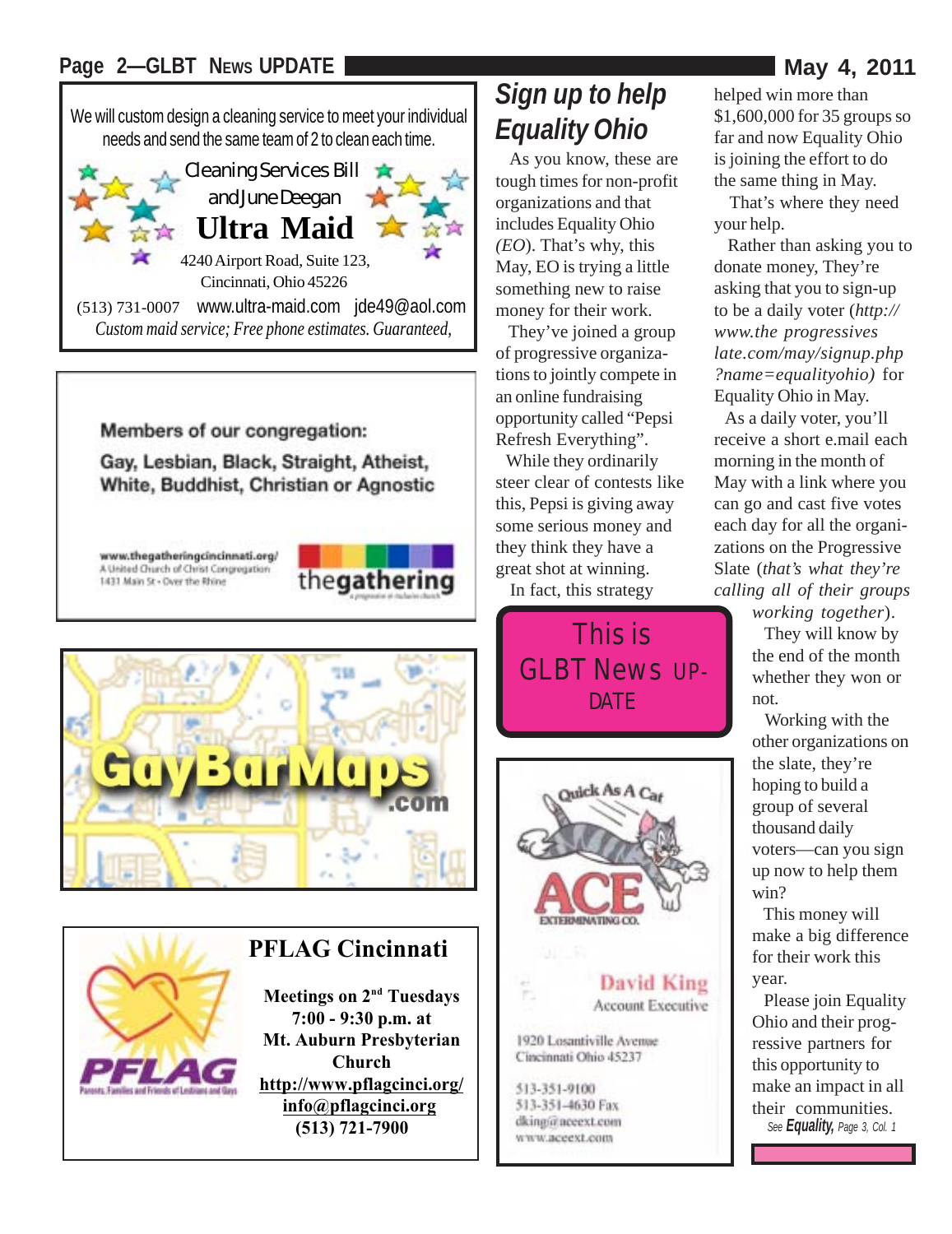We will custom design a cleaning service to meet your individual needs and send the same team of 2 to clean each time.

Cleaning Services Bill and June Deegan

**Ultra Maid**

4240 Airport Road, Suite 123,
Cincinnati, Ohio 45226

(513) 731-0007 www.ultra-maid.com jde49@aol.com

*Custom maid service; Free phone estimates. Guaranteed,*

---

**Members of our congregation:**

**Gay, Lesbian, Black, Straight, Atheist, White, Buddhist, Christian or Agnostic**

www.thegatheringcincinnati.org/
A United Church of Christ Congregation
1431 Main St • Over the Rhine

thegathering

---

GayBarMaps.com

---

**PFLAG Cincinnati**

**Meetings on 2nd Tuesdays**
**7:00 - 9:30 p.m. at**
**Mt. Auburn Presbyterian Church**
**http://www.pflagcinci.org/**
**info@pflagcinci.org**
**(513) 721-7900**

PFLAG Parents, Families and Friends of Lesbians and Gays

---

## *Sign up to help Equality Ohio*

As you know, these are tough times for non-profit organizations and that includes Equality Ohio *(EO)*. That's why, this May, EO is trying a little something new to raise money for their work.

They've joined a group of progressive organizations to jointly compete in an online fundraising opportunity called "Pepsi Refresh Everything".

While they ordinarily steer clear of contests like this, Pepsi is giving away some serious money and they think they have a great shot at winning.

In fact, this strategy helped win more than $1,600,000 for 35 groups so far and now Equality Ohio is joining the effort to do the same thing in May.

That's where they need your help.

Rather than asking you to donate money, They're asking that you to sign-up to be a daily voter (*http://www.the progressiveslate.com/may/signup.php?name=equalityohio)* for Equality Ohio in May.

As a daily voter, you'll receive a short e.mail each morning in the month of May with a link where you can go and cast five votes each day for all the organizations on the Progressive Slate (*that's what they're calling all of their groups working together*).

They will know by the end of the month whether they won or not.

Working with the other organizations on the slate, they're hoping to build a group of several thousand daily voters—can you sign up now to help them win?

This money will make a big difference for their work this year.

Please join Equality Ohio and their progressive partners for this opportunity to make an impact in all their communities.

*See* ***Equality,*** *Page 3, Col. 1*

---

This is GLBT News UPDATE

---

Quick As A Cat

ACE EXTERMINATING CO.

David King
Account Executive

1920 Losantiville Avenue
Cincinnati Ohio 45237

513-351-9100
513-351-4630 Fax
dking@aceext.com
www.aceext.com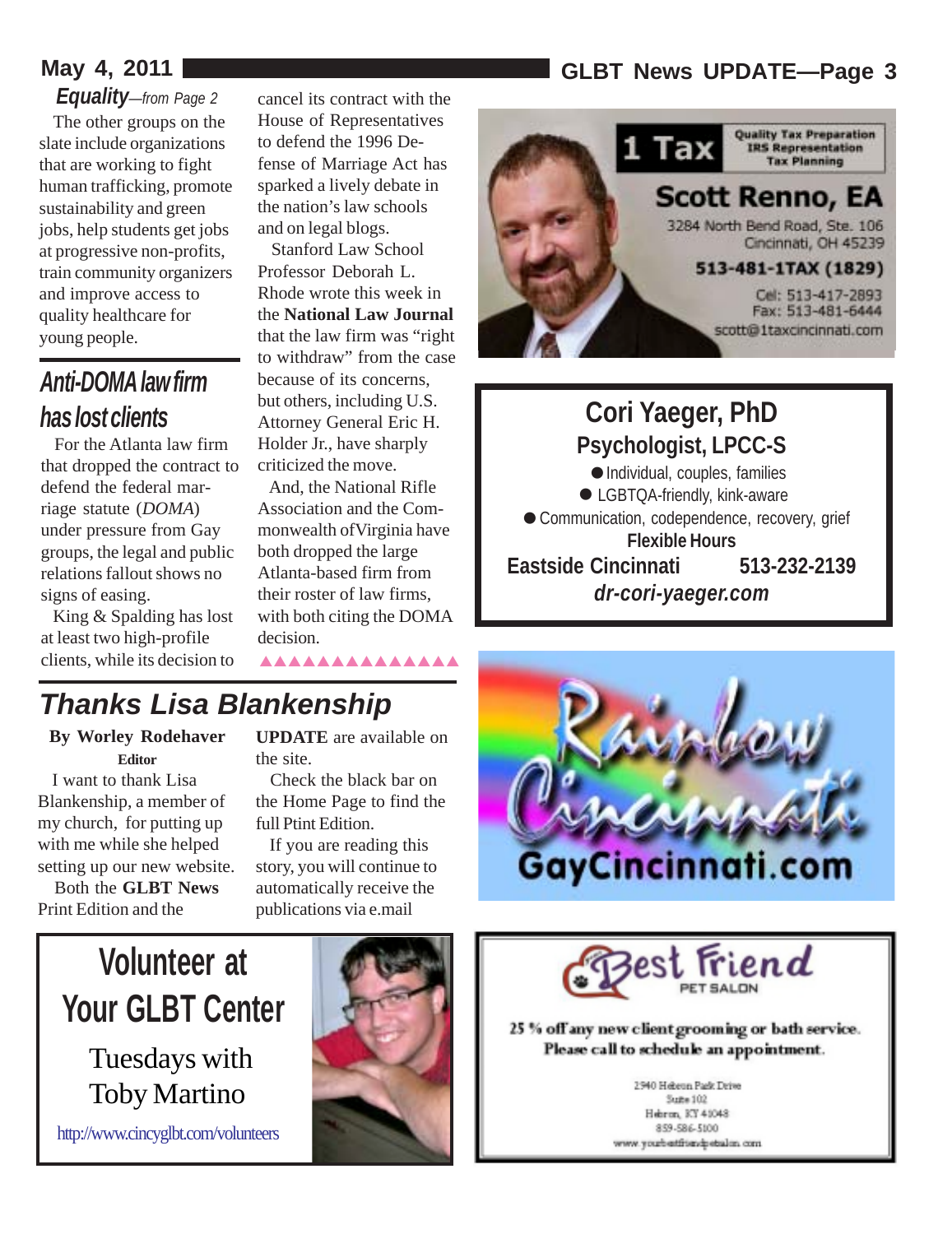*Equality—from Page 2*

The other groups on the slate include organizations that are working to fight human trafficking, promote sustainability and green jobs, help students get jobs at progressive non-profits, train community organizers and improve access to quality healthcare for young people.

## Anti-DOMA law firm has lost clients

For the Atlanta law firm that dropped the contract to defend the federal marriage statute (*DOMA*) under pressure from Gay groups, the legal and public relations fallout shows no signs of easing.

King & Spalding has lost at least two high-profile clients, while its decision to cancel its contract with the House of Representatives to defend the 1996 Defense of Marriage Act has sparked a lively debate in the nation's law schools and on legal blogs.

Stanford Law School Professor Deborah L. Rhode wrote this week in the **National Law Journal** that the law firm was "right to withdraw" from the case because of its concerns, but others, including U.S. Attorney General Eric H. Holder Jr., have sharply criticized the move.

And, the National Rifle Association and the Commonwealth ofVirginia have both dropped the large Atlanta-based firm from their roster of law firms, with both citing the DOMA decision.

▲▲▲▲▲▲▲▲▲▲▲▲▲▲

## Thanks Lisa Blankenship

**By Worley Rodehaver**
**Editor**

I want to thank Lisa Blankenship, a member of my church, for putting up with me while she helped setting up our new website.

Both the **GLBT News** Print Edition and the **UPDATE** are available on the site.

Check the black bar on the Home Page to find the full Ptint Edition.

If you are reading this story, you will continue to automatically receive the publications via e.mail

---

**Volunteer at Your GLBT Center**

Tuesdays with Toby Martino

http://www.cincyglbt.com/volunteers

---

**1 Tax** Quality Tax Preparation, IRS Representation, Tax Planning

**Scott Renno, EA**
3284 North Bend Road, Ste. 106
Cincinnati, OH 45239
**513-481-1TAX (1829)**
Cel: 513-417-2893
Fax: 513-481-6444
scott@1taxcincinnati.com

---

**Cori Yaeger, PhD**
**Psychologist, LPCC-S**

- Individual, couples, families
- LGBTQA-friendly, kink-aware
- Communication, codependence, recovery, grief

**Flexible Hours**
**Eastside Cincinnati 513-232-2139**
***dr-cori-yaeger.com***

---

Rainbow Cincinnati
GayCincinnati.com

---

**Best Friend** PET SALON

25 % off any new client grooming or bath service.
Please call to schedule an appointment.

2940 Hebron Park Drive
Suite 102
Hebron, KY 41048
859-586-5100
www.yourbestfriendpetsalon.com